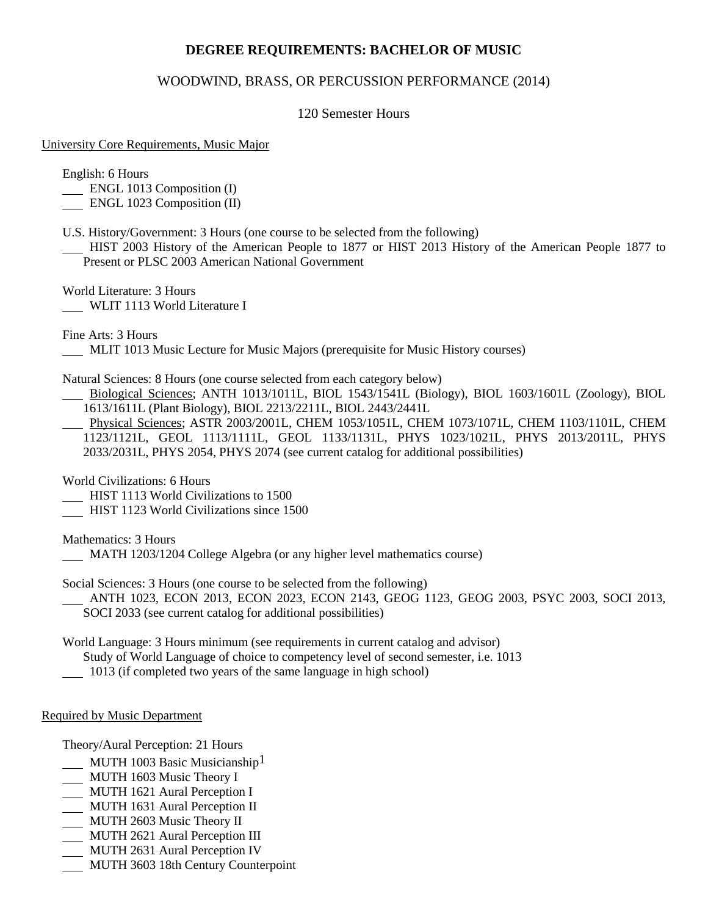# DEGREE REQUIREMENTS: BACHELOR OF MUSIC

## WOODWIND, BRASS, OR PERCUSSION PERFORMANCE (2014)

### 120 Semester Hours

University Core Requirements, Music Major

English: 6 Hours
___ ENGL 1013 Composition (I)
___ ENGL 1023 Composition (II)

U.S. History/Government: 3 Hours (one course to be selected from the following)
___ HIST 2003 History of the American People to 1877 or HIST 2013 History of the American People 1877 to Present or PLSC 2003 American National Government

World Literature: 3 Hours
___ WLIT 1113 World Literature I

Fine Arts: 3 Hours
___ MLIT 1013 Music Lecture for Music Majors (prerequisite for Music History courses)

Natural Sciences: 8 Hours (one course selected from each category below)
___ Biological Sciences; ANTH 1013/1011L, BIOL 1543/1541L (Biology), BIOL 1603/1601L (Zoology), BIOL 1613/1611L (Plant Biology), BIOL 2213/2211L, BIOL 2443/2441L
___ Physical Sciences; ASTR 2003/2001L, CHEM 1053/1051L, CHEM 1073/1071L, CHEM 1103/1101L, CHEM 1123/1121L, GEOL 1113/1111L, GEOL 1133/1131L, PHYS 1023/1021L, PHYS 2013/2011L, PHYS 2033/2031L, PHYS 2054, PHYS 2074 (see current catalog for additional possibilities)

World Civilizations: 6 Hours
___ HIST 1113 World Civilizations to 1500
___ HIST 1123 World Civilizations since 1500

Mathematics: 3 Hours
___ MATH 1203/1204 College Algebra (or any higher level mathematics course)

Social Sciences: 3 Hours (one course to be selected from the following)
___ ANTH 1023, ECON 2013, ECON 2023, ECON 2143, GEOG 1123, GEOG 2003, PSYC 2003, SOCI 2013, SOCI 2033 (see current catalog for additional possibilities)

World Language: 3 Hours minimum (see requirements in current catalog and advisor)
Study of World Language of choice to competency level of second semester, i.e. 1013
___ 1013 (if completed two years of the same language in high school)

Required by Music Department

Theory/Aural Perception: 21 Hours
___ MUTH 1003 Basic Musicianship[1]
___ MUTH 1603 Music Theory I
___ MUTH 1621 Aural Perception I
___ MUTH 1631 Aural Perception II
___ MUTH 2603 Music Theory II
___ MUTH 2621 Aural Perception III
___ MUTH 2631 Aural Perception IV
___ MUTH 3603 18th Century Counterpoint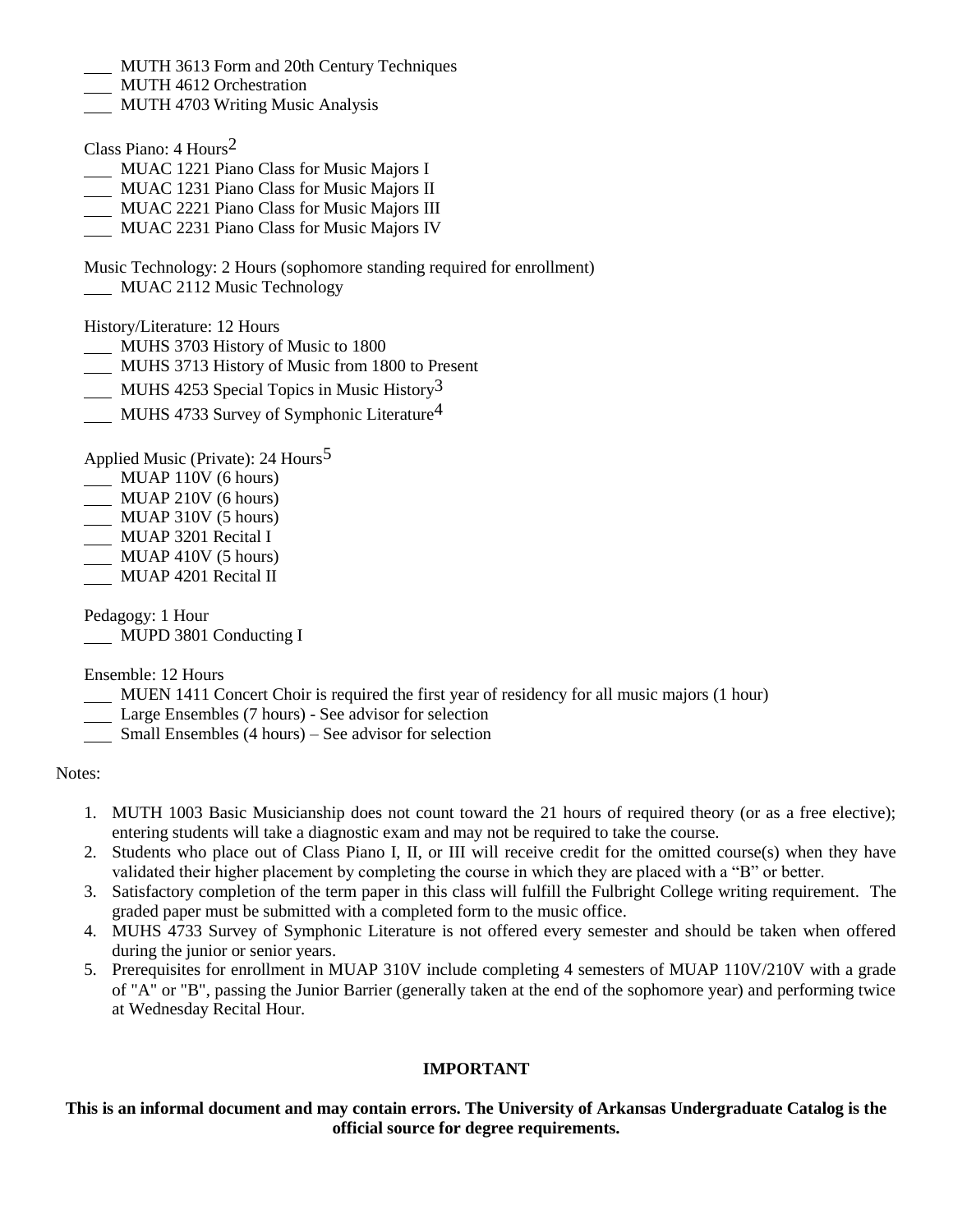___ MUTH 3613 Form and 20th Century Techniques
___ MUTH 4612 Orchestration
___ MUTH 4703 Writing Music Analysis

Class Piano: 4 Hours[2]
___ MUAC 1221 Piano Class for Music Majors I
___ MUAC 1231 Piano Class for Music Majors II
___ MUAC 2221 Piano Class for Music Majors III
___ MUAC 2231 Piano Class for Music Majors IV

Music Technology: 2 Hours (sophomore standing required for enrollment)
___ MUAC 2112 Music Technology

History/Literature: 12 Hours
___ MUHS 3703 History of Music to 1800
___ MUHS 3713 History of Music from 1800 to Present
___ MUHS 4253 Special Topics in Music History[3]
___ MUHS 4733 Survey of Symphonic Literature[4]

Applied Music (Private): 24 Hours[5]
___ MUAP 110V (6 hours)
___ MUAP 210V (6 hours)
___ MUAP 310V (5 hours)
___ MUAP 3201 Recital I
___ MUAP 410V (5 hours)
___ MUAP 4201 Recital II

Pedagogy: 1 Hour
___ MUPD 3801 Conducting I

Ensemble: 12 Hours
___ MUEN 1411 Concert Choir is required the first year of residency for all music majors (1 hour)
___ Large Ensembles (7 hours) - See advisor for selection
___ Small Ensembles (4 hours) – See advisor for selection

Notes:

1. MUTH 1003 Basic Musicianship does not count toward the 21 hours of required theory (or as a free elective); entering students will take a diagnostic exam and may not be required to take the course.
2. Students who place out of Class Piano I, II, or III will receive credit for the omitted course(s) when they have validated their higher placement by completing the course in which they are placed with a "B" or better.
3. Satisfactory completion of the term paper in this class will fulfill the Fulbright College writing requirement. The graded paper must be submitted with a completed form to the music office.
4. MUHS 4733 Survey of Symphonic Literature is not offered every semester and should be taken when offered during the junior or senior years.
5. Prerequisites for enrollment in MUAP 310V include completing 4 semesters of MUAP 110V/210V with a grade of "A" or "B", passing the Junior Barrier (generally taken at the end of the sophomore year) and performing twice at Wednesday Recital Hour.

**IMPORTANT**

**This is an informal document and may contain errors. The University of Arkansas Undergraduate Catalog is the official source for degree requirements.**